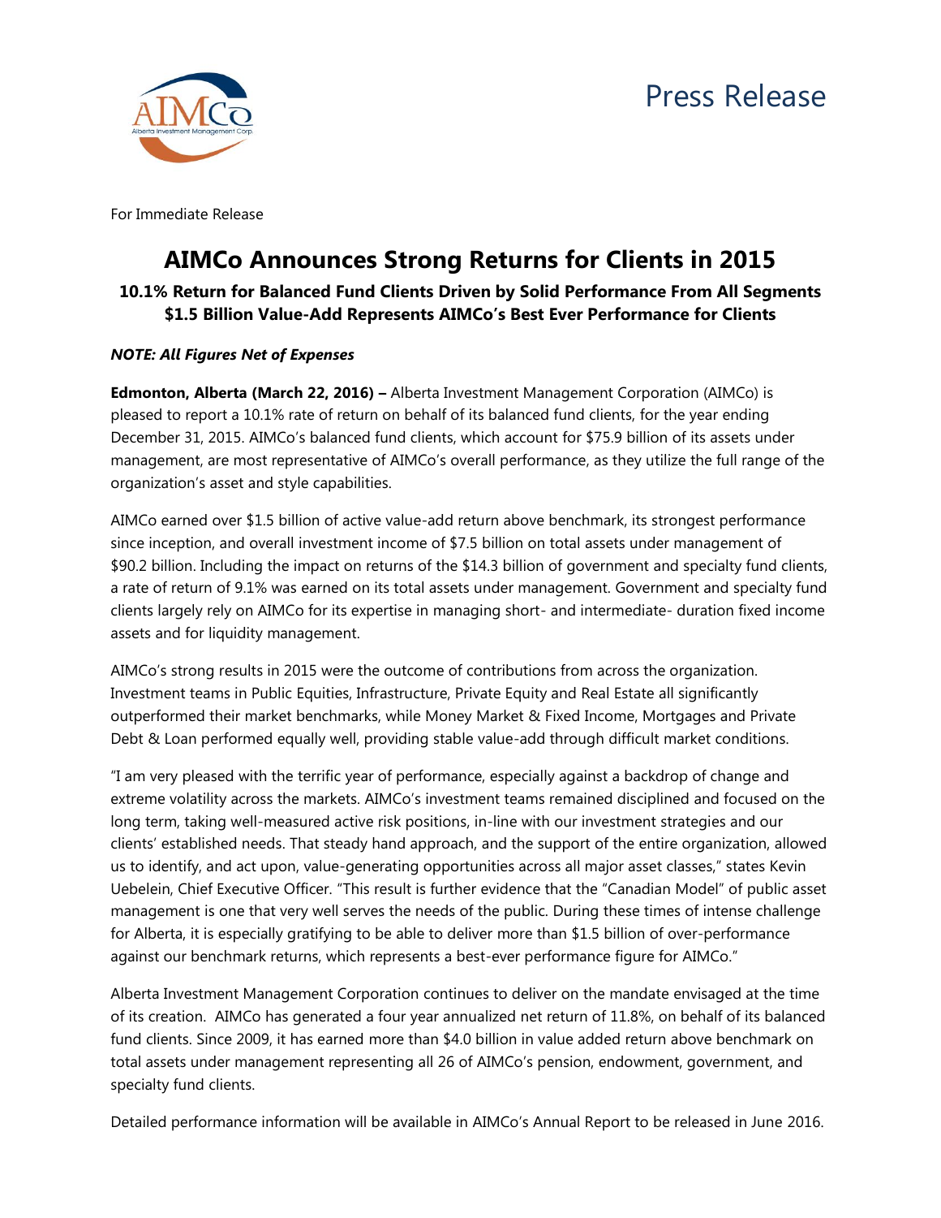Press Release

For Immediate Release

# AIMCo Announces Strong Returns for Clients in 2015

## 10.1% Return for Balanced Fund Clients Driven by Solid Performance From All Segments $1.5 Billion Value-Add Represents AIMCo's Best Ever Performance for Clients

***NOTE: All Figures Net of Expenses***

**Edmonton, Alberta (March 22, 2016) –** Alberta Investment Management Corporation (AIMCo) is pleased to report a 10.1% rate of return on behalf of its balanced fund clients, for the year ending December 31, 2015. AIMCo's balanced fund clients, which account for $75.9 billion of its assets under management, are most representative of AIMCo's overall performance, as they utilize the full range of the organization's asset and style capabilities.

AIMCo earned over $1.5 billion of active value-add return above benchmark, its strongest performance since inception, and overall investment income of $7.5 billion on total assets under management of $90.2 billion. Including the impact on returns of the $14.3 billion of government and specialty fund clients, a rate of return of 9.1% was earned on its total assets under management. Government and specialty fund clients largely rely on AIMCo for its expertise in managing short- and intermediate- duration fixed income assets and for liquidity management.

AIMCo's strong results in 2015 were the outcome of contributions from across the organization. Investment teams in Public Equities, Infrastructure, Private Equity and Real Estate all significantly outperformed their market benchmarks, while Money Market & Fixed Income, Mortgages and Private Debt & Loan performed equally well, providing stable value-add through difficult market conditions.

"I am very pleased with the terrific year of performance, especially against a backdrop of change and extreme volatility across the markets. AIMCo's investment teams remained disciplined and focused on the long term, taking well-measured active risk positions, in-line with our investment strategies and our clients' established needs. That steady hand approach, and the support of the entire organization, allowed us to identify, and act upon, value-generating opportunities across all major asset classes," states Kevin Uebelein, Chief Executive Officer. "This result is further evidence that the "Canadian Model" of public asset management is one that very well serves the needs of the public. During these times of intense challenge for Alberta, it is especially gratifying to be able to deliver more than $1.5 billion of over-performance against our benchmark returns, which represents a best-ever performance figure for AIMCo."

Alberta Investment Management Corporation continues to deliver on the mandate envisaged at the time of its creation. AIMCo has generated a four year annualized net return of 11.8%, on behalf of its balanced fund clients. Since 2009, it has earned more than $4.0 billion in value added return above benchmark on total assets under management representing all 26 of AIMCo's pension, endowment, government, and specialty fund clients.

Detailed performance information will be available in AIMCo's Annual Report to be released in June 2016.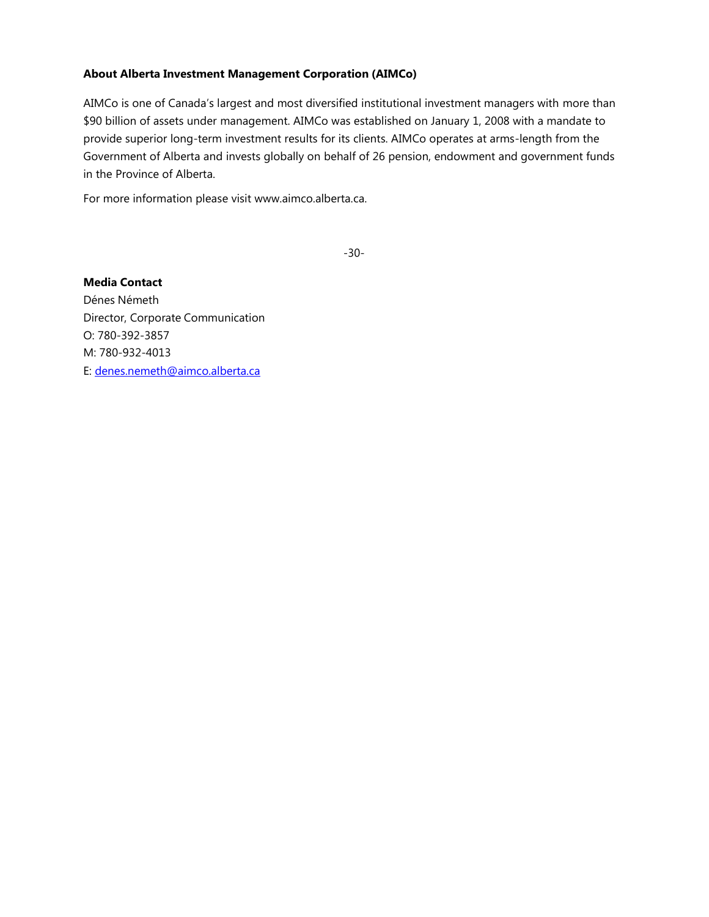**About Alberta Investment Management Corporation (AIMCo)**

AIMCo is one of Canada's largest and most diversified institutional investment managers with more than $90 billion of assets under management. AIMCo was established on January 1, 2008 with a mandate to provide superior long-term investment results for its clients. AIMCo operates at arms-length from the Government of Alberta and invests globally on behalf of 26 pension, endowment and government funds in the Province of Alberta.

For more information please visit www.aimco.alberta.ca.

-30-

**Media Contact**

Dénes Németh
Director, Corporate Communication
O: 780-392-3857
M: 780-932-4013
E: denes.nemeth@aimco.alberta.ca